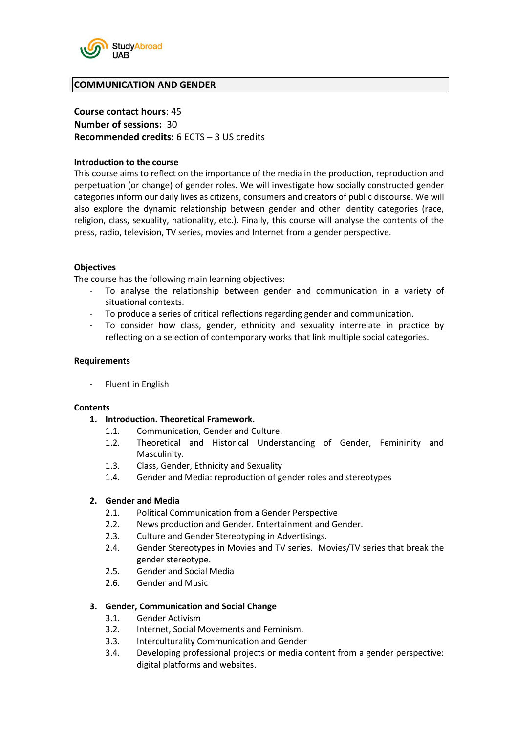# COMMUNICATION AND GENDER

**Course contact hours**: 45
**Number of sessions:** 30
**Recommended credits:** 6 ECTS – 3 US credits

**Introduction to the course**

This course aims to reflect on the importance of the media in the production, reproduction and perpetuation (or change) of gender roles. We will investigate how socially constructed gender categories inform our daily lives as citizens, consumers and creators of public discourse. We will also explore the dynamic relationship between gender and other identity categories (race, religion, class, sexuality, nationality, etc.). Finally, this course will analyse the contents of the press, radio, television, TV series, movies and Internet from a gender perspective.

**Objectives**

The course has the following main learning objectives:

- To analyse the relationship between gender and communication in a variety of situational contexts.
- To produce a series of critical reflections regarding gender and communication.
- To consider how class, gender, ethnicity and sexuality interrelate in practice by reflecting on a selection of contemporary works that link multiple social categories.

**Requirements**

- Fluent in English

**Contents**

1. **Introduction. Theoretical Framework.**
   1.1. Communication, Gender and Culture.
   1.2. Theoretical and Historical Understanding of Gender, Femininity and Masculinity.
   1.3. Class, Gender, Ethnicity and Sexuality
   1.4. Gender and Media: reproduction of gender roles and stereotypes

2. **Gender and Media**
   2.1. Political Communication from a Gender Perspective
   2.2. News production and Gender. Entertainment and Gender.
   2.3. Culture and Gender Stereotyping in Advertisings.
   2.4. Gender Stereotypes in Movies and TV series. Movies/TV series that break the gender stereotype.
   2.5. Gender and Social Media
   2.6. Gender and Music

3. **Gender, Communication and Social Change**
   3.1. Gender Activism
   3.2. Internet, Social Movements and Feminism.
   3.3. Interculturality Communication and Gender
   3.4. Developing professional projects or media content from a gender perspective: digital platforms and websites.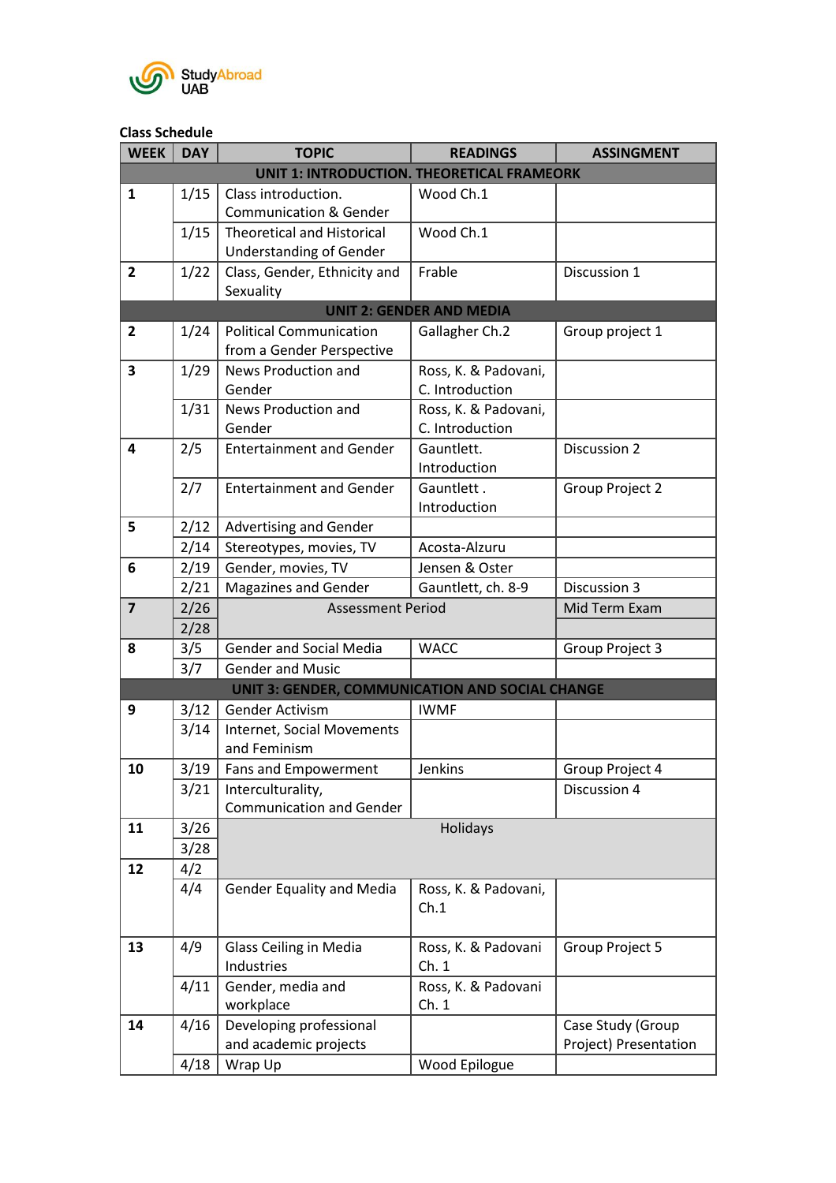**Class Schedule**

| WEEK | DAY | TOPIC | READINGS | ASSINGMENT |
|---|---|---|---|---|
| **UNIT 1: INTRODUCTION. THEORETICAL FRAMEORK** | | | | |
| 1 | 1/15 | Class introduction. Communication & Gender | Wood Ch.1 | |
| | 1/15 | Theoretical and Historical Understanding of Gender | Wood Ch.1 | |
| 2 | 1/22 | Class, Gender, Ethnicity and Sexuality | Frable | Discussion 1 |
| **UNIT 2: GENDER AND MEDIA** | | | | |
| 2 | 1/24 | Political Communication from a Gender Perspective | Gallagher Ch.2 | Group project 1 |
| 3 | 1/29 | News Production and Gender | Ross, K. & Padovani, C. Introduction | |
| | 1/31 | News Production and Gender | Ross, K. & Padovani, C. Introduction | |
| 4 | 2/5 | Entertainment and Gender | Gauntlett. Introduction | Discussion 2 |
| | 2/7 | Entertainment and Gender | Gauntlett . Introduction | Group Project 2 |
| 5 | 2/12 | Advertising and Gender | | |
| | 2/14 | Stereotypes, movies, TV | Acosta-Alzuru | |
| 6 | 2/19 | Gender, movies, TV | Jensen & Oster | |
| | 2/21 | Magazines and Gender | Gauntlett, ch. 8-9 | Discussion 3 |
| 7 | 2/26 | Assessment Period | | Mid Term Exam |
| | 2/28 | | | |
| 8 | 3/5 | Gender and Social Media | WACC | Group Project 3 |
| | 3/7 | Gender and Music | | |
| **UNIT 3: GENDER, COMMUNICATION AND SOCIAL CHANGE** | | | | |
| 9 | 3/12 | Gender Activism | IWMF | |
| | 3/14 | Internet, Social Movements and Feminism | | |
| 10 | 3/19 | Fans and Empowerment | Jenkins | Group Project 4 |
| | 3/21 | Interculturality, Communication and Gender | | Discussion 4 |
| 11 | 3/26 | Holidays | | |
| | 3/28 | | | |
| 12 | 4/2 | | | |
| | 4/4 | Gender Equality and Media | Ross, K. & Padovani, Ch.1 | |
| 13 | 4/9 | Glass Ceiling in Media Industries | Ross, K. & Padovani Ch. 1 | Group Project 5 |
| | 4/11 | Gender, media and workplace | Ross, K. & Padovani Ch. 1 | |
| 14 | 4/16 | Developing professional and academic projects | | Case Study (Group Project) Presentation |
| | 4/18 | Wrap Up | Wood Epilogue | |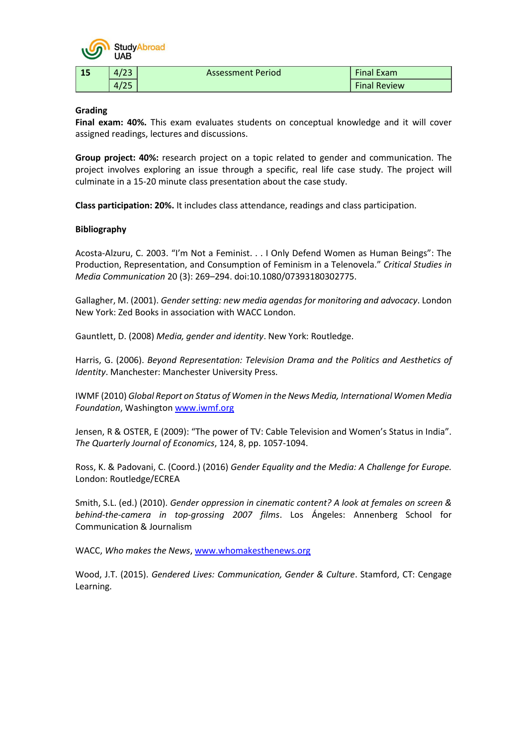| | | | |
|---|---|---|---|
| **15** | 4/23 | Assessment Period | Final Exam |
| | 4/25 | | Final Review |

**Grading**

**Final exam: 40%.** This exam evaluates students on conceptual knowledge and it will cover assigned readings, lectures and discussions.

**Group project: 40%:** research project on a topic related to gender and communication. The project involves exploring an issue through a specific, real life case study. The project will culminate in a 15-20 minute class presentation about the case study.

**Class participation: 20%.** It includes class attendance, readings and class participation.

**Bibliography**

Acosta-Alzuru, C. 2003. "I'm Not a Feminist. . . I Only Defend Women as Human Beings": The Production, Representation, and Consumption of Feminism in a Telenovela." *Critical Studies in Media Communication* 20 (3): 269–294. doi:10.1080/07393180302775.

Gallagher, M. (2001). *Gender setting: new media agendas for monitoring and advocacy*. London New York: Zed Books in association with WACC London.

Gauntlett, D. (2008) *Media, gender and identity*. New York: Routledge.

Harris, G. (2006). *Beyond Representation: Television Drama and the Politics and Aesthetics of Identity*. Manchester: Manchester University Press.

IWMF (2010) *Global Report on Status of Women in the News Media, International Women Media Foundation*, Washington www.iwmf.org

Jensen, R & OSTER, E (2009): "The power of TV: Cable Television and Women's Status in India". *The Quarterly Journal of Economics*, 124, 8, pp. 1057-1094.

Ross, K. & Padovani, C. (Coord.) (2016) *Gender Equality and the Media: A Challenge for Europe.* London: Routledge/ECREA

Smith, S.L. (ed.) (2010). *Gender oppression in cinematic content? A look at females on screen & behind-the-camera in top-grossing 2007 films*. Los Ángeles: Annenberg School for Communication & Journalism

WACC, *Who makes the News*, www.whomakesthenews.org

Wood, J.T. (2015). *Gendered Lives: Communication, Gender & Culture*. Stamford, CT: Cengage Learning.